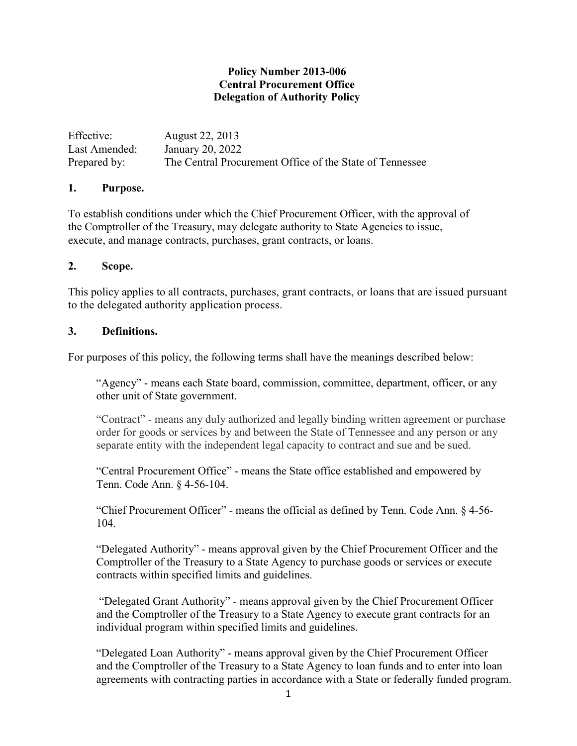# Policy Number 2013-006
## Central Procurement Office
## Delegation of Authority Policy

Effective: August 22, 2013
Last Amended: January 20, 2022
Prepared by: The Central Procurement Office of the State of Tennessee

## 1. Purpose.

To establish conditions under which the Chief Procurement Officer, with the approval of the Comptroller of the Treasury, may delegate authority to State Agencies to issue, execute, and manage contracts, purchases, grant contracts, or loans.

## 2. Scope.

This policy applies to all contracts, purchases, grant contracts, or loans that are issued pursuant to the delegated authority application process.

## 3. Definitions.

For purposes of this policy, the following terms shall have the meanings described below:

"Agency" - means each State board, commission, committee, department, officer, or any other unit of State government.

"Contract" - means any duly authorized and legally binding written agreement or purchase order for goods or services by and between the State of Tennessee and any person or any separate entity with the independent legal capacity to contract and sue and be sued.

"Central Procurement Office" - means the State office established and empowered by Tenn. Code Ann. § 4-56-104.

"Chief Procurement Officer" - means the official as defined by Tenn. Code Ann. § 4-56-104.

"Delegated Authority" - means approval given by the Chief Procurement Officer and the Comptroller of the Treasury to a State Agency to purchase goods or services or execute contracts within specified limits and guidelines.

"Delegated Grant Authority" - means approval given by the Chief Procurement Officer and the Comptroller of the Treasury to a State Agency to execute grant contracts for an individual program within specified limits and guidelines.

"Delegated Loan Authority" - means approval given by the Chief Procurement Officer and the Comptroller of the Treasury to a State Agency to loan funds and to enter into loan agreements with contracting parties in accordance with a State or federally funded program.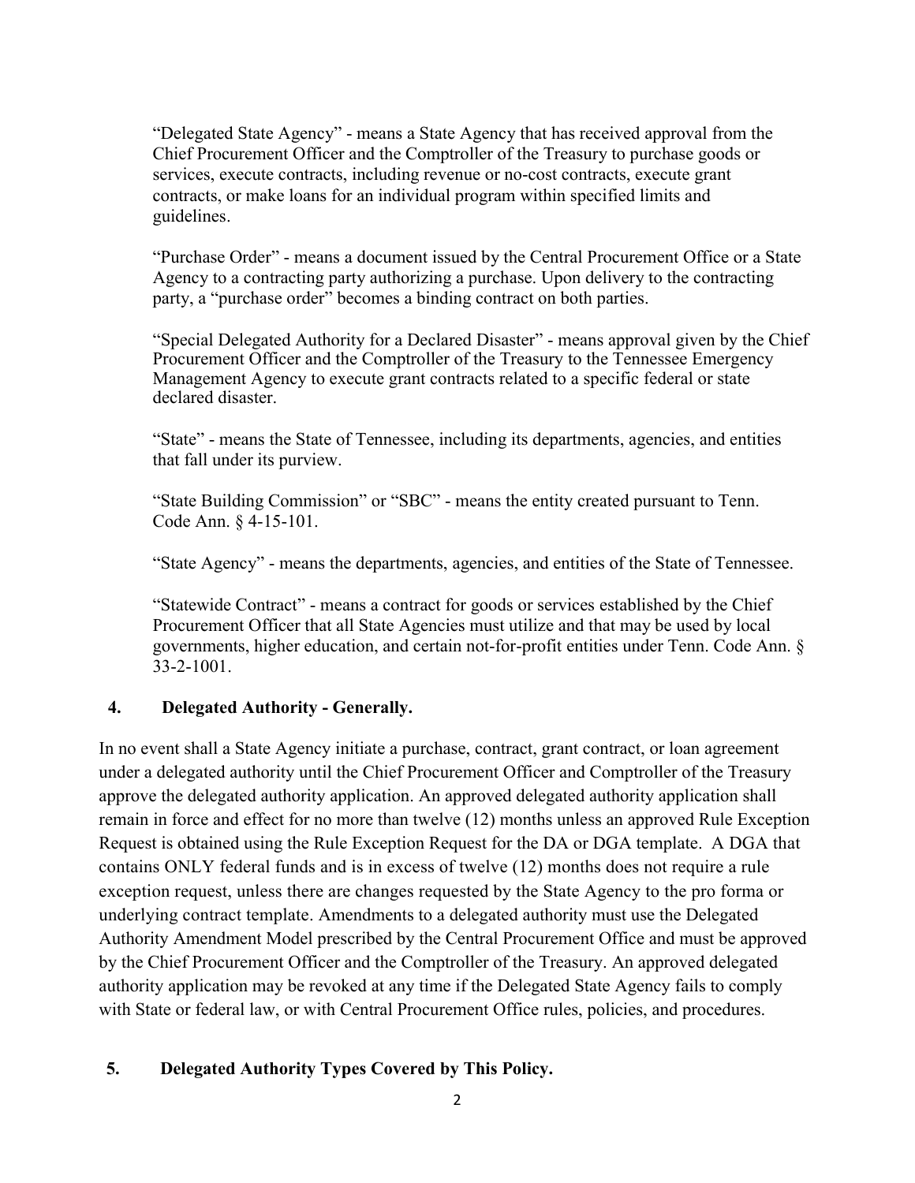"Delegated State Agency" - means a State Agency that has received approval from the Chief Procurement Officer and the Comptroller of the Treasury to purchase goods or services, execute contracts, including revenue or no-cost contracts, execute grant contracts, or make loans for an individual program within specified limits and guidelines.

"Purchase Order" - means a document issued by the Central Procurement Office or a State Agency to a contracting party authorizing a purchase. Upon delivery to the contracting party, a "purchase order" becomes a binding contract on both parties.

"Special Delegated Authority for a Declared Disaster" - means approval given by the Chief Procurement Officer and the Comptroller of the Treasury to the Tennessee Emergency Management Agency to execute grant contracts related to a specific federal or state declared disaster.

"State" - means the State of Tennessee, including its departments, agencies, and entities that fall under its purview.

"State Building Commission" or "SBC" - means the entity created pursuant to Tenn. Code Ann. § 4-15-101.

"State Agency" - means the departments, agencies, and entities of the State of Tennessee.

"Statewide Contract" - means a contract for goods or services established by the Chief Procurement Officer that all State Agencies must utilize and that may be used by local governments, higher education, and certain not-for-profit entities under Tenn. Code Ann. § 33-2-1001.

## 4. Delegated Authority - Generally.

In no event shall a State Agency initiate a purchase, contract, grant contract, or loan agreement under a delegated authority until the Chief Procurement Officer and Comptroller of the Treasury approve the delegated authority application. An approved delegated authority application shall remain in force and effect for no more than twelve (12) months unless an approved Rule Exception Request is obtained using the Rule Exception Request for the DA or DGA template. A DGA that contains ONLY federal funds and is in excess of twelve (12) months does not require a rule exception request, unless there are changes requested by the State Agency to the pro forma or underlying contract template. Amendments to a delegated authority must use the Delegated Authority Amendment Model prescribed by the Central Procurement Office and must be approved by the Chief Procurement Officer and the Comptroller of the Treasury. An approved delegated authority application may be revoked at any time if the Delegated State Agency fails to comply with State or federal law, or with Central Procurement Office rules, policies, and procedures.

## 5. Delegated Authority Types Covered by This Policy.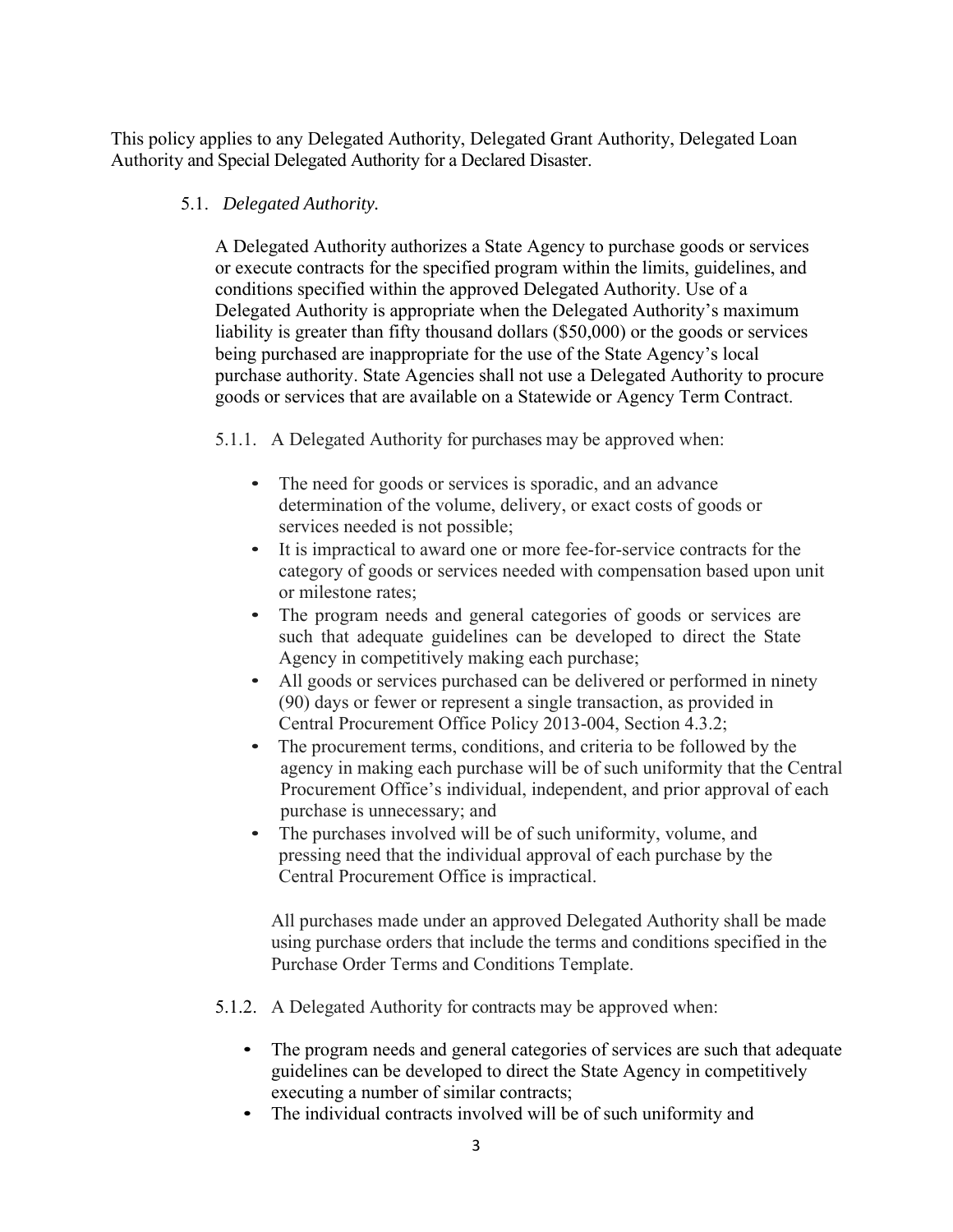This policy applies to any Delegated Authority, Delegated Grant Authority, Delegated Loan Authority and Special Delegated Authority for a Declared Disaster.

5.1. *Delegated Authority.*

A Delegated Authority authorizes a State Agency to purchase goods or services or execute contracts for the specified program within the limits, guidelines, and conditions specified within the approved Delegated Authority. Use of a Delegated Authority is appropriate when the Delegated Authority's maximum liability is greater than fifty thousand dollars ($50,000) or the goods or services being purchased are inappropriate for the use of the State Agency's local purchase authority. State Agencies shall not use a Delegated Authority to procure goods or services that are available on a Statewide or Agency Term Contract.

5.1.1. A Delegated Authority for purchases may be approved when:

- The need for goods or services is sporadic, and an advance determination of the volume, delivery, or exact costs of goods or services needed is not possible;
- It is impractical to award one or more fee-for-service contracts for the category of goods or services needed with compensation based upon unit or milestone rates;
- The program needs and general categories of goods or services are such that adequate guidelines can be developed to direct the State Agency in competitively making each purchase;
- All goods or services purchased can be delivered or performed in ninety (90) days or fewer or represent a single transaction, as provided in Central Procurement Office Policy 2013-004, Section 4.3.2;
- The procurement terms, conditions, and criteria to be followed by the agency in making each purchase will be of such uniformity that the Central Procurement Office's individual, independent, and prior approval of each purchase is unnecessary; and
- The purchases involved will be of such uniformity, volume, and pressing need that the individual approval of each purchase by the Central Procurement Office is impractical.

All purchases made under an approved Delegated Authority shall be made using purchase orders that include the terms and conditions specified in the Purchase Order Terms and Conditions Template.

5.1.2. A Delegated Authority for contracts may be approved when:

- The program needs and general categories of services are such that adequate guidelines can be developed to direct the State Agency in competitively executing a number of similar contracts;
- The individual contracts involved will be of such uniformity and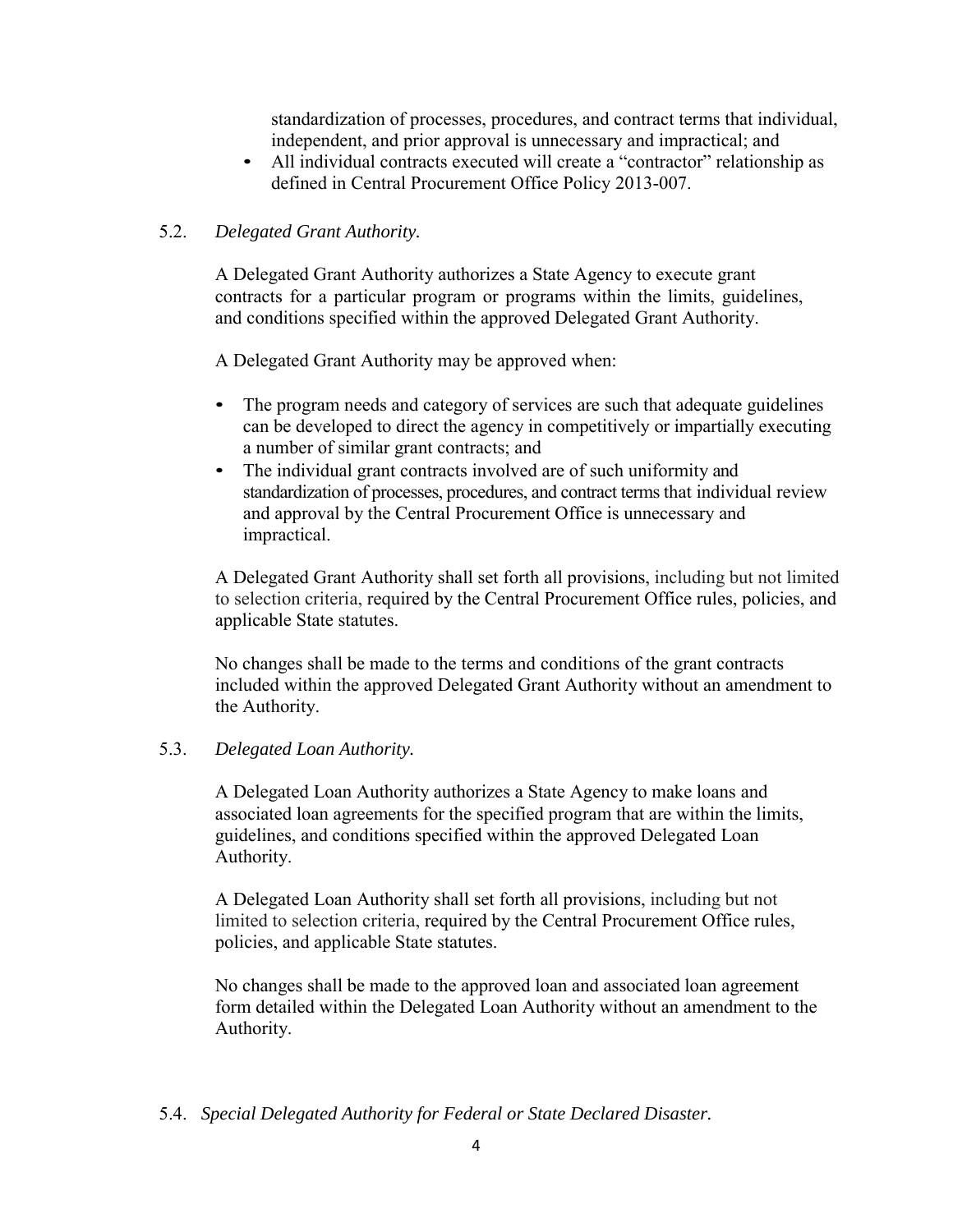standardization of processes, procedures, and contract terms that individual, independent, and prior approval is unnecessary and impractical; and

- All individual contracts executed will create a "contractor" relationship as defined in Central Procurement Office Policy 2013-007.

5.2. *Delegated Grant Authority.*

A Delegated Grant Authority authorizes a State Agency to execute grant contracts for a particular program or programs within the limits, guidelines, and conditions specified within the approved Delegated Grant Authority.

A Delegated Grant Authority may be approved when:

- The program needs and category of services are such that adequate guidelines can be developed to direct the agency in competitively or impartially executing a number of similar grant contracts; and
- The individual grant contracts involved are of such uniformity and standardization of processes, procedures, and contract terms that individual review and approval by the Central Procurement Office is unnecessary and impractical.

A Delegated Grant Authority shall set forth all provisions, including but not limited to selection criteria, required by the Central Procurement Office rules, policies, and applicable State statutes.

No changes shall be made to the terms and conditions of the grant contracts included within the approved Delegated Grant Authority without an amendment to the Authority.

5.3. *Delegated Loan Authority.*

A Delegated Loan Authority authorizes a State Agency to make loans and associated loan agreements for the specified program that are within the limits, guidelines, and conditions specified within the approved Delegated Loan Authority.

A Delegated Loan Authority shall set forth all provisions, including but not limited to selection criteria, required by the Central Procurement Office rules, policies, and applicable State statutes.

No changes shall be made to the approved loan and associated loan agreement form detailed within the Delegated Loan Authority without an amendment to the Authority.

5.4. *Special Delegated Authority for Federal or State Declared Disaster.*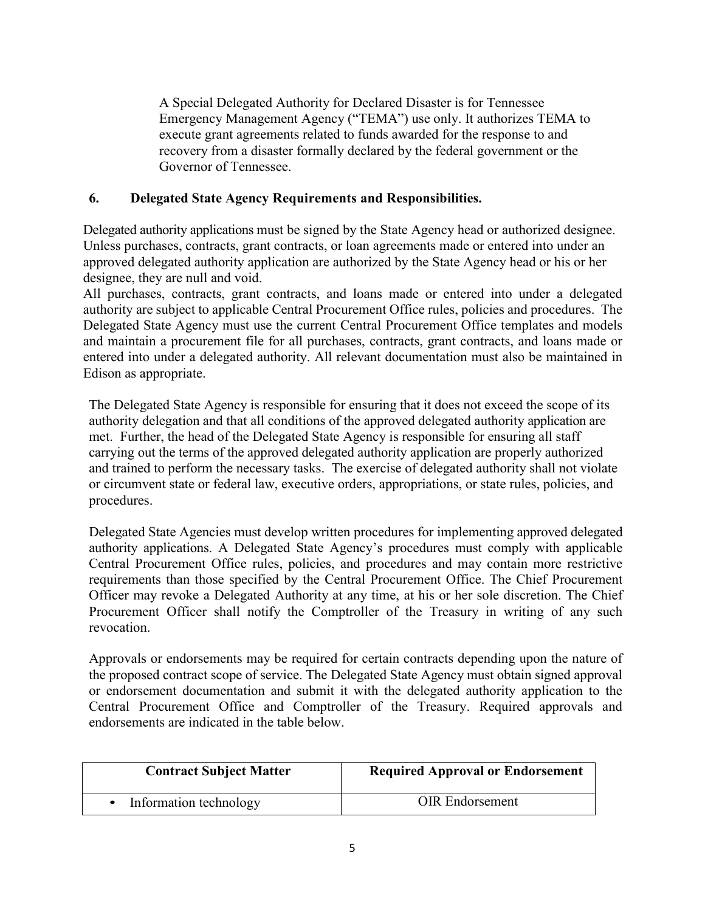A Special Delegated Authority for Declared Disaster is for Tennessee Emergency Management Agency ("TEMA") use only. It authorizes TEMA to execute grant agreements related to funds awarded for the response to and recovery from a disaster formally declared by the federal government or the Governor of Tennessee.

## 6. Delegated State Agency Requirements and Responsibilities.

Delegated authority applications must be signed by the State Agency head or authorized designee. Unless purchases, contracts, grant contracts, or loan agreements made or entered into under an approved delegated authority application are authorized by the State Agency head or his or her designee, they are null and void.

All purchases, contracts, grant contracts, and loans made or entered into under a delegated authority are subject to applicable Central Procurement Office rules, policies and procedures. The Delegated State Agency must use the current Central Procurement Office templates and models and maintain a procurement file for all purchases, contracts, grant contracts, and loans made or entered into under a delegated authority. All relevant documentation must also be maintained in Edison as appropriate.

The Delegated State Agency is responsible for ensuring that it does not exceed the scope of its authority delegation and that all conditions of the approved delegated authority application are met. Further, the head of the Delegated State Agency is responsible for ensuring all staff carrying out the terms of the approved delegated authority application are properly authorized and trained to perform the necessary tasks. The exercise of delegated authority shall not violate or circumvent state or federal law, executive orders, appropriations, or state rules, policies, and procedures.

Delegated State Agencies must develop written procedures for implementing approved delegated authority applications. A Delegated State Agency's procedures must comply with applicable Central Procurement Office rules, policies, and procedures and may contain more restrictive requirements than those specified by the Central Procurement Office. The Chief Procurement Officer may revoke a Delegated Authority at any time, at his or her sole discretion. The Chief Procurement Officer shall notify the Comptroller of the Treasury in writing of any such revocation.

Approvals or endorsements may be required for certain contracts depending upon the nature of the proposed contract scope of service. The Delegated State Agency must obtain signed approval or endorsement documentation and submit it with the delegated authority application to the Central Procurement Office and Comptroller of the Treasury. Required approvals and endorsements are indicated in the table below.

| Contract Subject Matter | Required Approval or Endorsement |
|---|---|
| • Information technology | OIR Endorsement |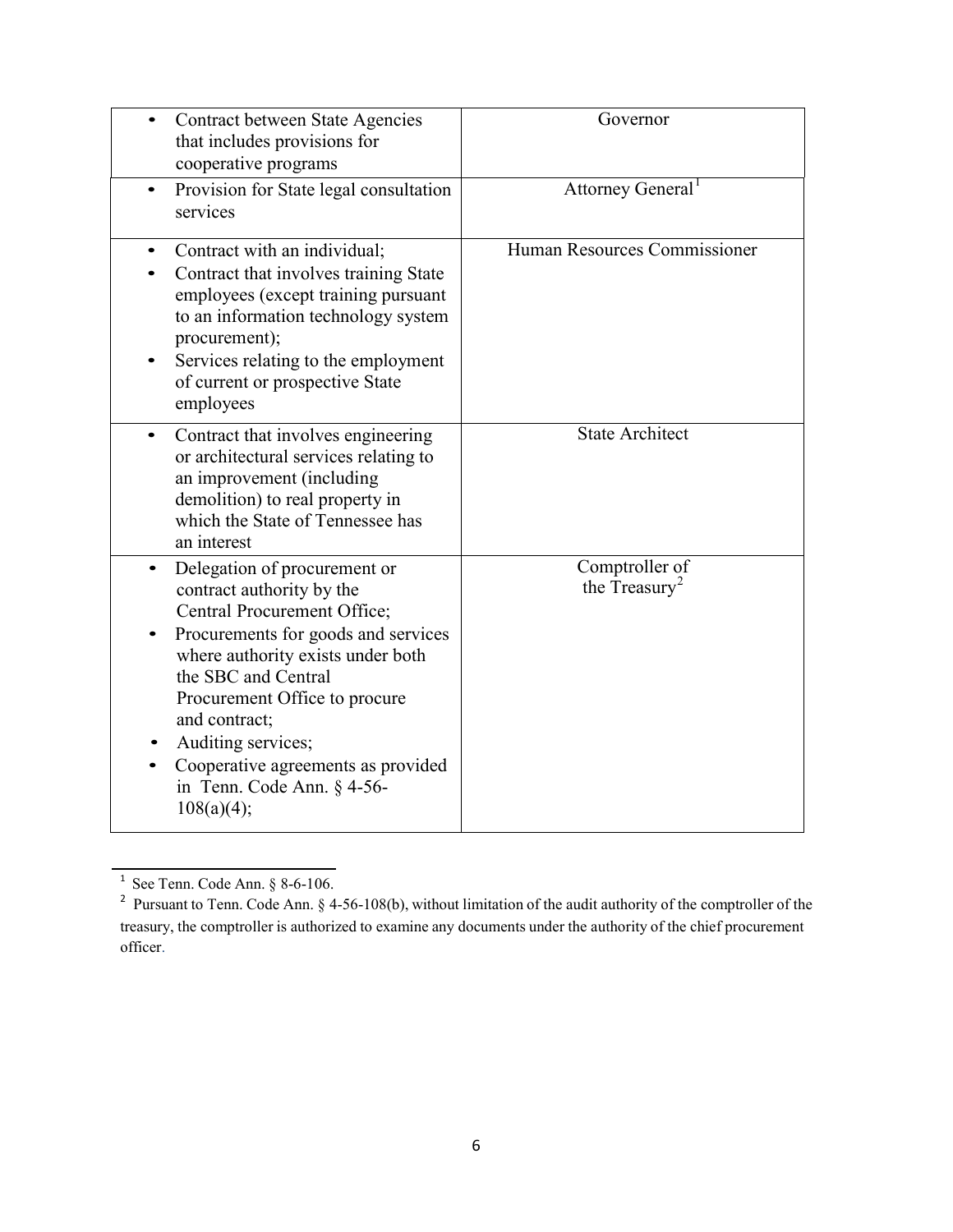| | |
|---|---|
| • Contract between State Agencies that includes provisions for cooperative programs | Governor |
| • Provision for State legal consultation services | Attorney General[1] |
| • Contract with an individual;<br>• Contract that involves training State employees (except training pursuant to an information technology system procurement);<br>• Services relating to the employment of current or prospective State employees | Human Resources Commissioner |
| • Contract that involves engineering or architectural services relating to an improvement (including demolition) to real property in which the State of Tennessee has an interest | State Architect |
| • Delegation of procurement or contract authority by the Central Procurement Office;<br>• Procurements for goods and services where authority exists under both the SBC and Central Procurement Office to procure and contract;<br>• Auditing services;<br>• Cooperative agreements as provided in Tenn. Code Ann. § 4-56-108(a)(4); | Comptroller of the Treasury[2] |

[1] See Tenn. Code Ann. § 8-6-106.

[2] Pursuant to Tenn. Code Ann. § 4-56-108(b), without limitation of the audit authority of the comptroller of the treasury, the comptroller is authorized to examine any documents under the authority of the chief procurement officer.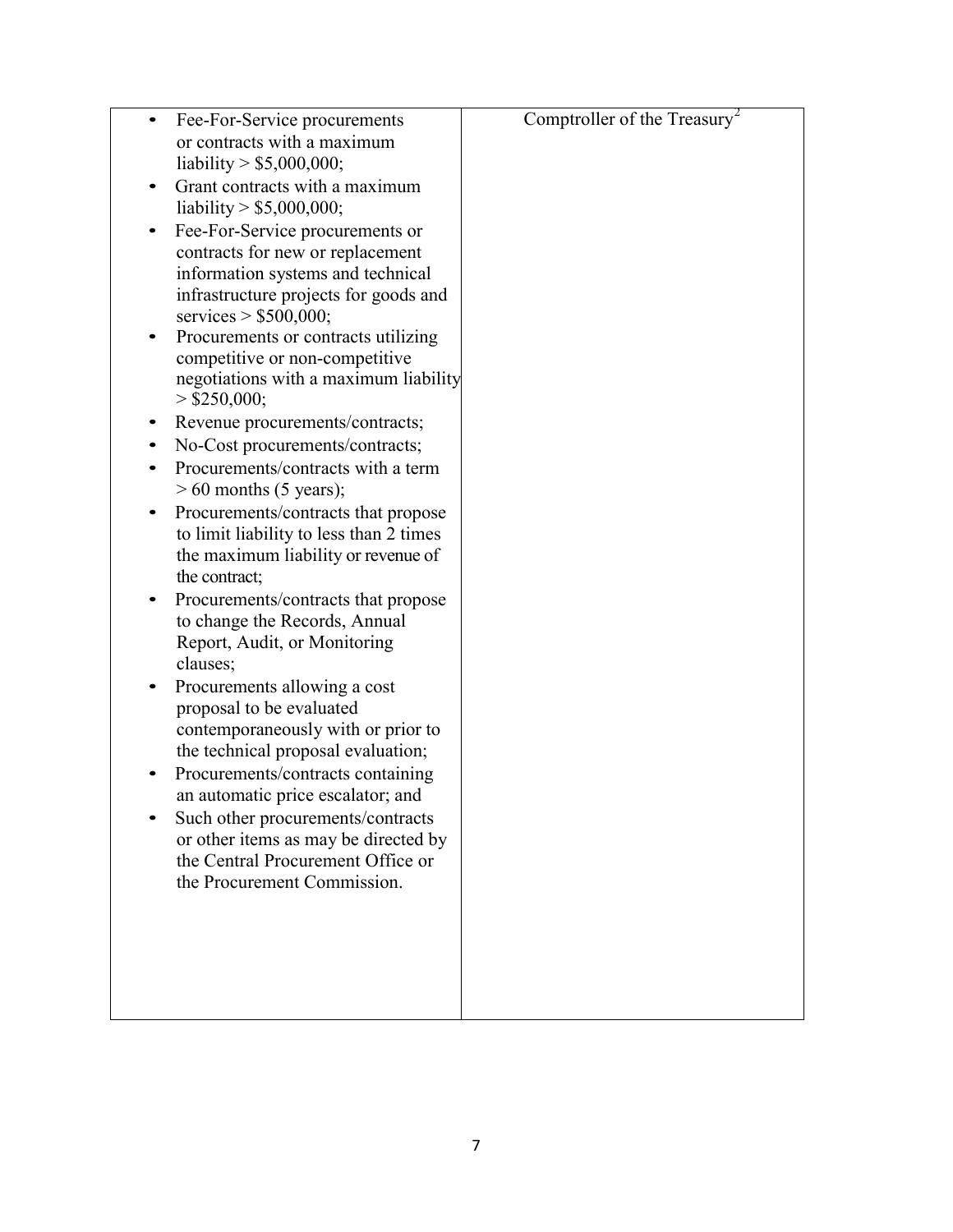| | |
|---|---|
| • Fee-For-Service procurements or contracts with a maximum liability > \$5,000,000;<br>• Grant contracts with a maximum liability > \$5,000,000;<br>• Fee-For-Service procurements or contracts for new or replacement information systems and technical infrastructure projects for goods and services > \$500,000;<br>• Procurements or contracts utilizing competitive or non-competitive negotiations with a maximum liability > \$250,000;<br>• Revenue procurements/contracts;<br>• No-Cost procurements/contracts;<br>• Procurements/contracts with a term > 60 months (5 years);<br>• Procurements/contracts that propose to limit liability to less than 2 times the maximum liability or revenue of the contract;<br>• Procurements/contracts that propose to change the Records, Annual Report, Audit, or Monitoring clauses;<br>• Procurements allowing a cost proposal to be evaluated contemporaneously with or prior to the technical proposal evaluation;<br>• Procurements/contracts containing an automatic price escalator; and<br>• Such other procurements/contracts or other items as may be directed by the Central Procurement Office or the Procurement Commission. | Comptroller of the Treasury[2] |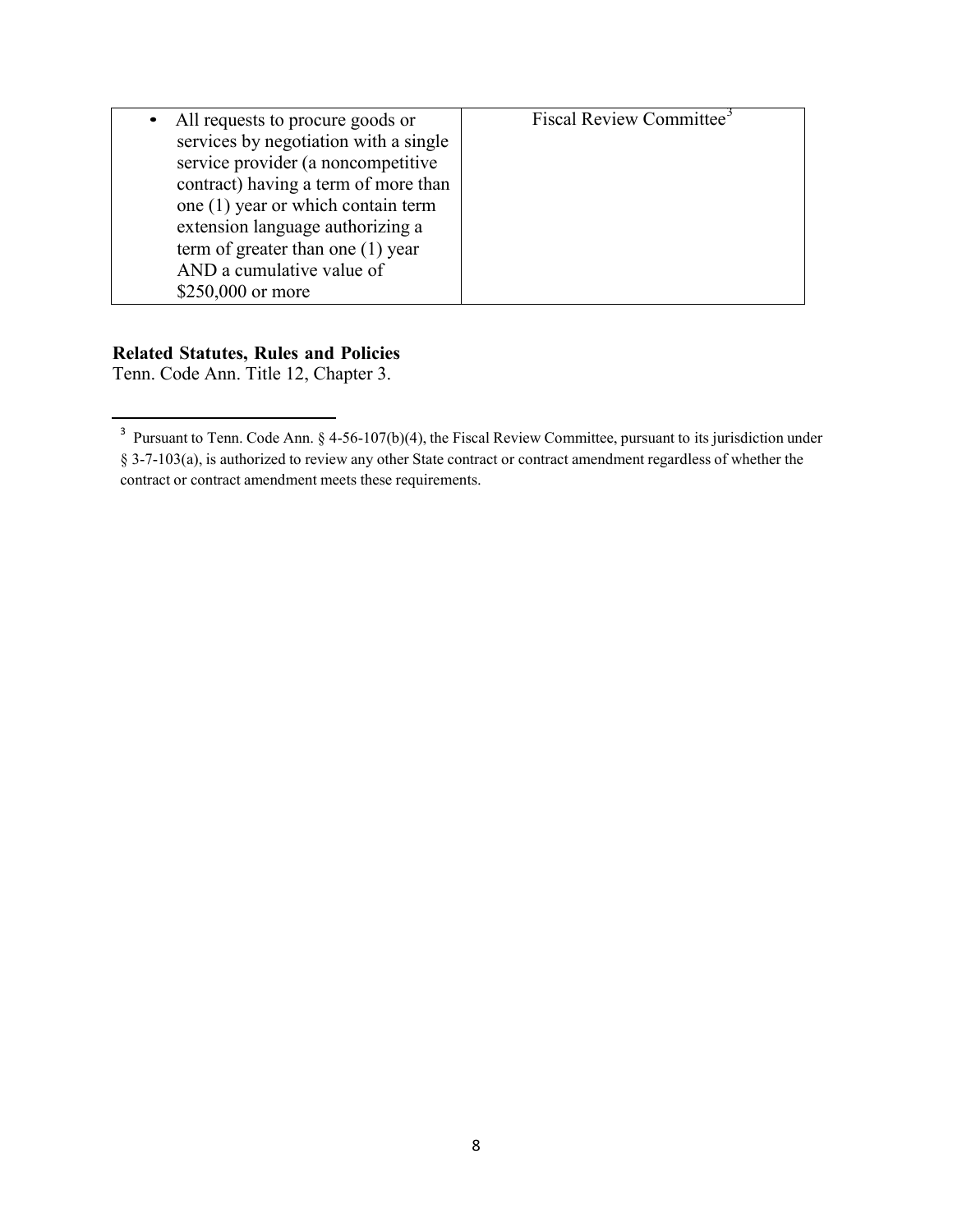| | |
|---|---|
| • All requests to procure goods or services by negotiation with a single service provider (a noncompetitive contract) having a term of more than one (1) year or which contain term extension language authorizing a term of greater than one (1) year AND a cumulative value of $250,000 or more | Fiscal Review Committee[3] |

**Related Statutes, Rules and Policies**
Tenn. Code Ann. Title 12, Chapter 3.

[3] Pursuant to Tenn. Code Ann. § 4-56-107(b)(4), the Fiscal Review Committee, pursuant to its jurisdiction under § 3-7-103(a), is authorized to review any other State contract or contract amendment regardless of whether the contract or contract amendment meets these requirements.